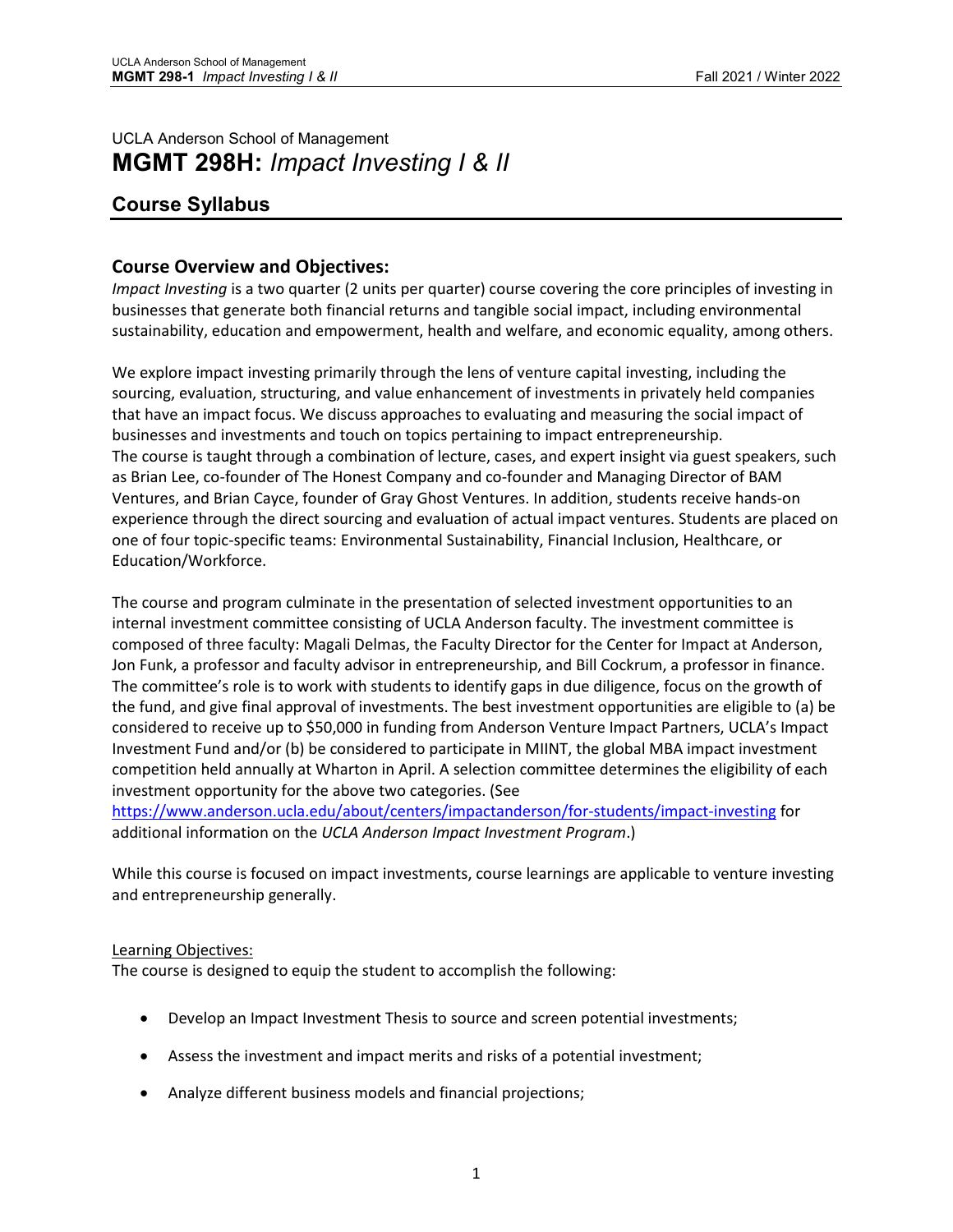UCLA Anderson School of Management

# MGMT 298H: *Impact Investing I & II*

## Course Syllabus

### Course Overview and Objectives:

*Impact Investing* is a two quarter (2 units per quarter) course covering the core principles of investing in businesses that generate both financial returns and tangible social impact, including environmental sustainability, education and empowerment, health and welfare, and economic equality, among others.

We explore impact investing primarily through the lens of venture capital investing, including the sourcing, evaluation, structuring, and value enhancement of investments in privately held companies that have an impact focus. We discuss approaches to evaluating and measuring the social impact of businesses and investments and touch on topics pertaining to impact entrepreneurship.
The course is taught through a combination of lecture, cases, and expert insight via guest speakers, such as Brian Lee, co-founder of The Honest Company and co-founder and Managing Director of BAM Ventures, and Brian Cayce, founder of Gray Ghost Ventures. In addition, students receive hands-on experience through the direct sourcing and evaluation of actual impact ventures. Students are placed on one of four topic-specific teams: Environmental Sustainability, Financial Inclusion, Healthcare, or Education/Workforce.

The course and program culminate in the presentation of selected investment opportunities to an internal investment committee consisting of UCLA Anderson faculty. The investment committee is composed of three faculty: Magali Delmas, the Faculty Director for the Center for Impact at Anderson, Jon Funk, a professor and faculty advisor in entrepreneurship, and Bill Cockrum, a professor in finance. The committee's role is to work with students to identify gaps in due diligence, focus on the growth of the fund, and give final approval of investments. The best investment opportunities are eligible to (a) be considered to receive up to $50,000 in funding from Anderson Venture Impact Partners, UCLA's Impact Investment Fund and/or (b) be considered to participate in MIINT, the global MBA impact investment competition held annually at Wharton in April. A selection committee determines the eligibility of each investment opportunity for the above two categories. (See https://www.anderson.ucla.edu/about/centers/impactanderson/for-students/impact-investing for additional information on the *UCLA Anderson Impact Investment Program*.)

While this course is focused on impact investments, course learnings are applicable to venture investing and entrepreneurship generally.

Learning Objectives:

The course is designed to equip the student to accomplish the following:

- Develop an Impact Investment Thesis to source and screen potential investments;
- Assess the investment and impact merits and risks of a potential investment;
- Analyze different business models and financial projections;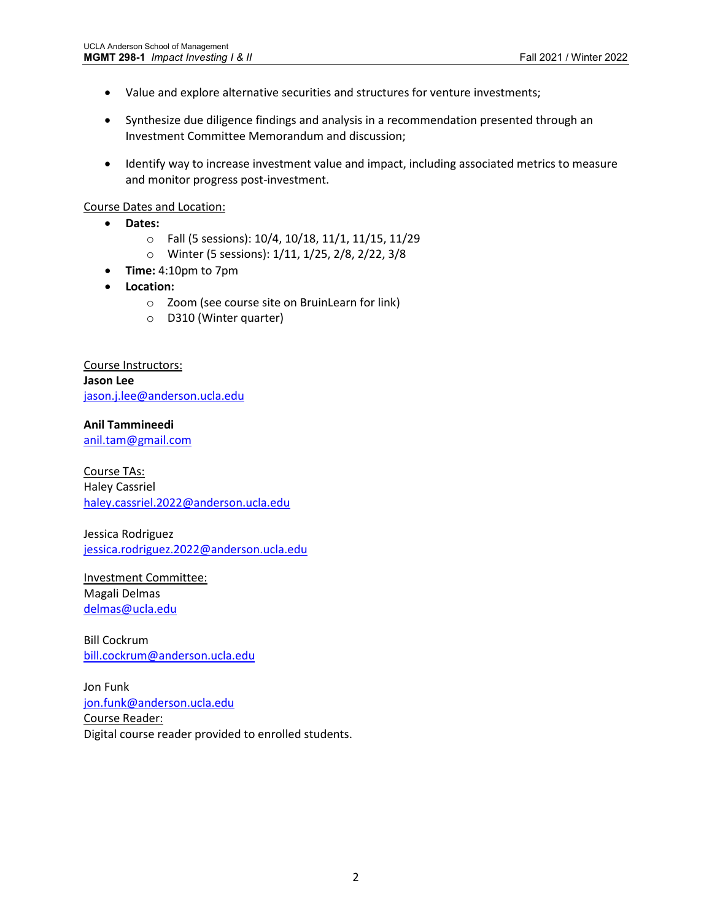- Value and explore alternative securities and structures for venture investments;
- Synthesize due diligence findings and analysis in a recommendation presented through an Investment Committee Memorandum and discussion;
- Identify way to increase investment value and impact, including associated metrics to measure and monitor progress post-investment.

Course Dates and Location:

- **Dates:**
  - Fall (5 sessions): 10/4, 10/18, 11/1, 11/15, 11/29
  - Winter (5 sessions): 1/11, 1/25, 2/8, 2/22, 3/8
- **Time:** 4:10pm to 7pm
- **Location:**
  - Zoom (see course site on BruinLearn for link)
  - D310 (Winter quarter)

Course Instructors:

**Jason Lee**
jason.j.lee@anderson.ucla.edu

**Anil Tammineedi**
anil.tam@gmail.com

Course TAs:

Haley Cassriel
haley.cassriel.2022@anderson.ucla.edu

Jessica Rodriguez
jessica.rodriguez.2022@anderson.ucla.edu

Investment Committee:

Magali Delmas
delmas@ucla.edu

Bill Cockrum
bill.cockrum@anderson.ucla.edu

Jon Funk
jon.funk@anderson.ucla.edu

Course Reader:

Digital course reader provided to enrolled students.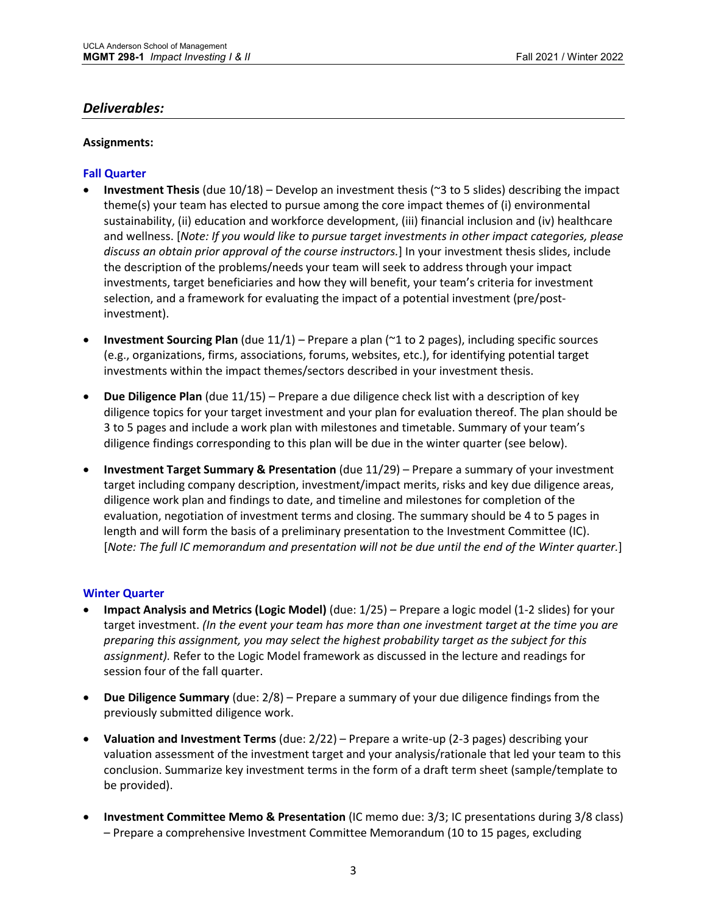## *Deliverables:*

**Assignments:**

### Fall Quarter

- **Investment Thesis** (due 10/18) – Develop an investment thesis (~3 to 5 slides) describing the impact theme(s) your team has elected to pursue among the core impact themes of (i) environmental sustainability, (ii) education and workforce development, (iii) financial inclusion and (iv) healthcare and wellness. [*Note: If you would like to pursue target investments in other impact categories, please discuss an obtain prior approval of the course instructors.*] In your investment thesis slides, include the description of the problems/needs your team will seek to address through your impact investments, target beneficiaries and how they will benefit, your team's criteria for investment selection, and a framework for evaluating the impact of a potential investment (pre/post-investment).

- **Investment Sourcing Plan** (due 11/1) – Prepare a plan (~1 to 2 pages), including specific sources (e.g., organizations, firms, associations, forums, websites, etc.), for identifying potential target investments within the impact themes/sectors described in your investment thesis.

- **Due Diligence Plan** (due 11/15) – Prepare a due diligence check list with a description of key diligence topics for your target investment and your plan for evaluation thereof. The plan should be 3 to 5 pages and include a work plan with milestones and timetable. Summary of your team's diligence findings corresponding to this plan will be due in the winter quarter (see below).

- **Investment Target Summary & Presentation** (due 11/29) – Prepare a summary of your investment target including company description, investment/impact merits, risks and key due diligence areas, diligence work plan and findings to date, and timeline and milestones for completion of the evaluation, negotiation of investment terms and closing. The summary should be 4 to 5 pages in length and will form the basis of a preliminary presentation to the Investment Committee (IC). [*Note: The full IC memorandum and presentation will not be due until the end of the Winter quarter.*]

### Winter Quarter

- **Impact Analysis and Metrics (Logic Model)** (due: 1/25) – Prepare a logic model (1-2 slides) for your target investment. *(In the event your team has more than one investment target at the time you are preparing this assignment, you may select the highest probability target as the subject for this assignment).* Refer to the Logic Model framework as discussed in the lecture and readings for session four of the fall quarter.

- **Due Diligence Summary** (due: 2/8) – Prepare a summary of your due diligence findings from the previously submitted diligence work.

- **Valuation and Investment Terms** (due: 2/22) – Prepare a write-up (2-3 pages) describing your valuation assessment of the investment target and your analysis/rationale that led your team to this conclusion. Summarize key investment terms in the form of a draft term sheet (sample/template to be provided).

- **Investment Committee Memo & Presentation** (IC memo due: 3/3; IC presentations during 3/8 class) – Prepare a comprehensive Investment Committee Memorandum (10 to 15 pages, excluding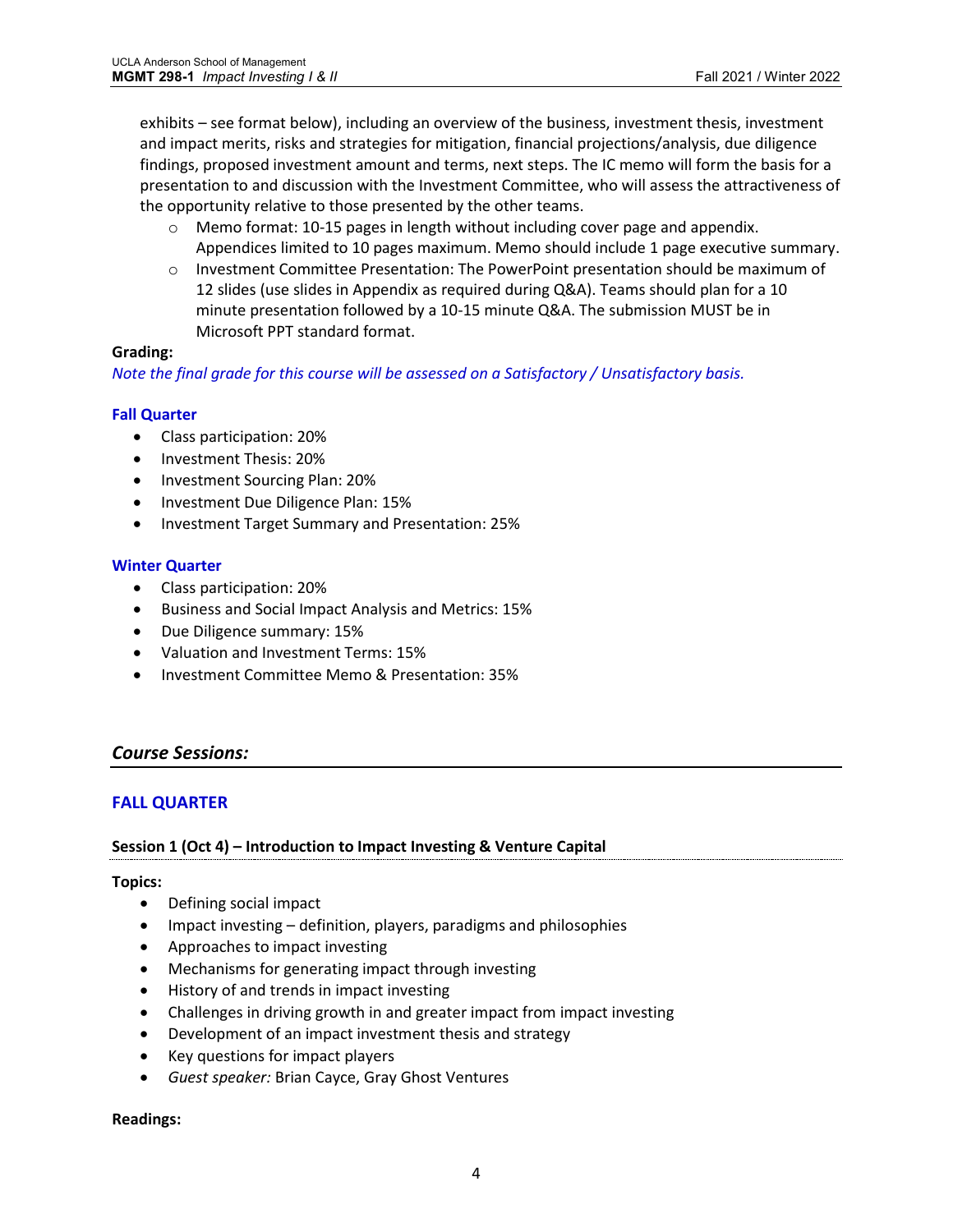exhibits – see format below), including an overview of the business, investment thesis, investment and impact merits, risks and strategies for mitigation, financial projections/analysis, due diligence findings, proposed investment amount and terms, next steps. The IC memo will form the basis for a presentation to and discussion with the Investment Committee, who will assess the attractiveness of the opportunity relative to those presented by the other teams.

  - Memo format: 10-15 pages in length without including cover page and appendix. Appendices limited to 10 pages maximum. Memo should include 1 page executive summary.
  - Investment Committee Presentation: The PowerPoint presentation should be maximum of 12 slides (use slides in Appendix as required during Q&A). Teams should plan for a 10 minute presentation followed by a 10-15 minute Q&A. The submission MUST be in Microsoft PPT standard format.

**Grading:**

*Note the final grade for this course will be assessed on a Satisfactory / Unsatisfactory basis.*

**Fall Quarter**

- Class participation: 20%
- Investment Thesis: 20%
- Investment Sourcing Plan: 20%
- Investment Due Diligence Plan: 15%
- Investment Target Summary and Presentation: 25%

**Winter Quarter**

- Class participation: 20%
- Business and Social Impact Analysis and Metrics: 15%
- Due Diligence summary: 15%
- Valuation and Investment Terms: 15%
- Investment Committee Memo & Presentation: 35%

## *Course Sessions:*

## FALL QUARTER

### Session 1 (Oct 4) – Introduction to Impact Investing & Venture Capital

**Topics:**

- Defining social impact
- Impact investing – definition, players, paradigms and philosophies
- Approaches to impact investing
- Mechanisms for generating impact through investing
- History of and trends in impact investing
- Challenges in driving growth in and greater impact from impact investing
- Development of an impact investment thesis and strategy
- Key questions for impact players
- *Guest speaker:* Brian Cayce, Gray Ghost Ventures

**Readings:**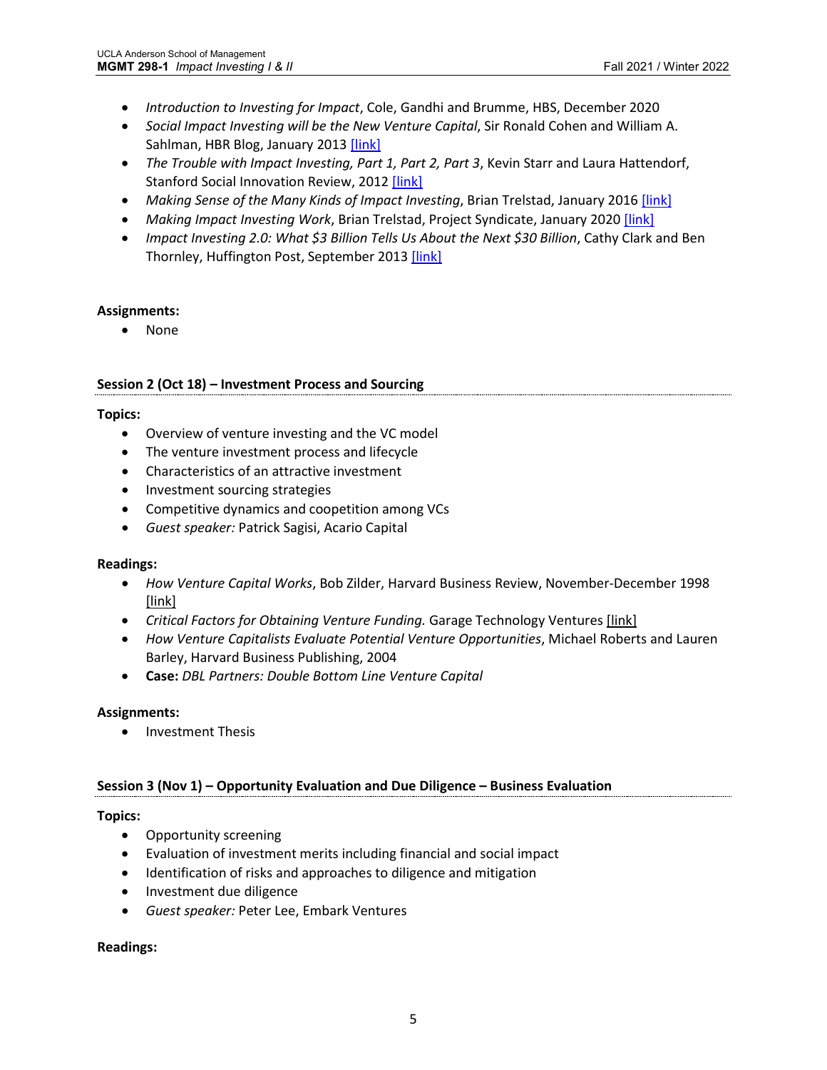- *Introduction to Investing for Impact*, Cole, Gandhi and Brumme, HBS, December 2020
- *Social Impact Investing will be the New Venture Capital*, Sir Ronald Cohen and William A. Sahlman, HBR Blog, January 2013 [link]
- *The Trouble with Impact Investing, Part 1, Part 2, Part 3*, Kevin Starr and Laura Hattendorf, Stanford Social Innovation Review, 2012 [link]
- *Making Sense of the Many Kinds of Impact Investing*, Brian Trelstad, January 2016 [link]
- *Making Impact Investing Work*, Brian Trelstad, Project Syndicate, January 2020 [link]
- *Impact Investing 2.0: What $3 Billion Tells Us About the Next $30 Billion*, Cathy Clark and Ben Thornley, Huffington Post, September 2013 [link]

**Assignments:**

- None

### Session 2 (Oct 18) – Investment Process and Sourcing

**Topics:**

- Overview of venture investing and the VC model
- The venture investment process and lifecycle
- Characteristics of an attractive investment
- Investment sourcing strategies
- Competitive dynamics and coopetition among VCs
- *Guest speaker:* Patrick Sagisi, Acario Capital

**Readings:**

- *How Venture Capital Works*, Bob Zilder, Harvard Business Review, November-December 1998 [link]
- *Critical Factors for Obtaining Venture Funding.* Garage Technology Ventures [link]
- *How Venture Capitalists Evaluate Potential Venture Opportunities*, Michael Roberts and Lauren Barley, Harvard Business Publishing, 2004
- **Case:** *DBL Partners: Double Bottom Line Venture Capital*

**Assignments:**

- Investment Thesis

### Session 3 (Nov 1) – Opportunity Evaluation and Due Diligence – Business Evaluation

**Topics:**

- Opportunity screening
- Evaluation of investment merits including financial and social impact
- Identification of risks and approaches to diligence and mitigation
- Investment due diligence
- *Guest speaker:* Peter Lee, Embark Ventures

**Readings:**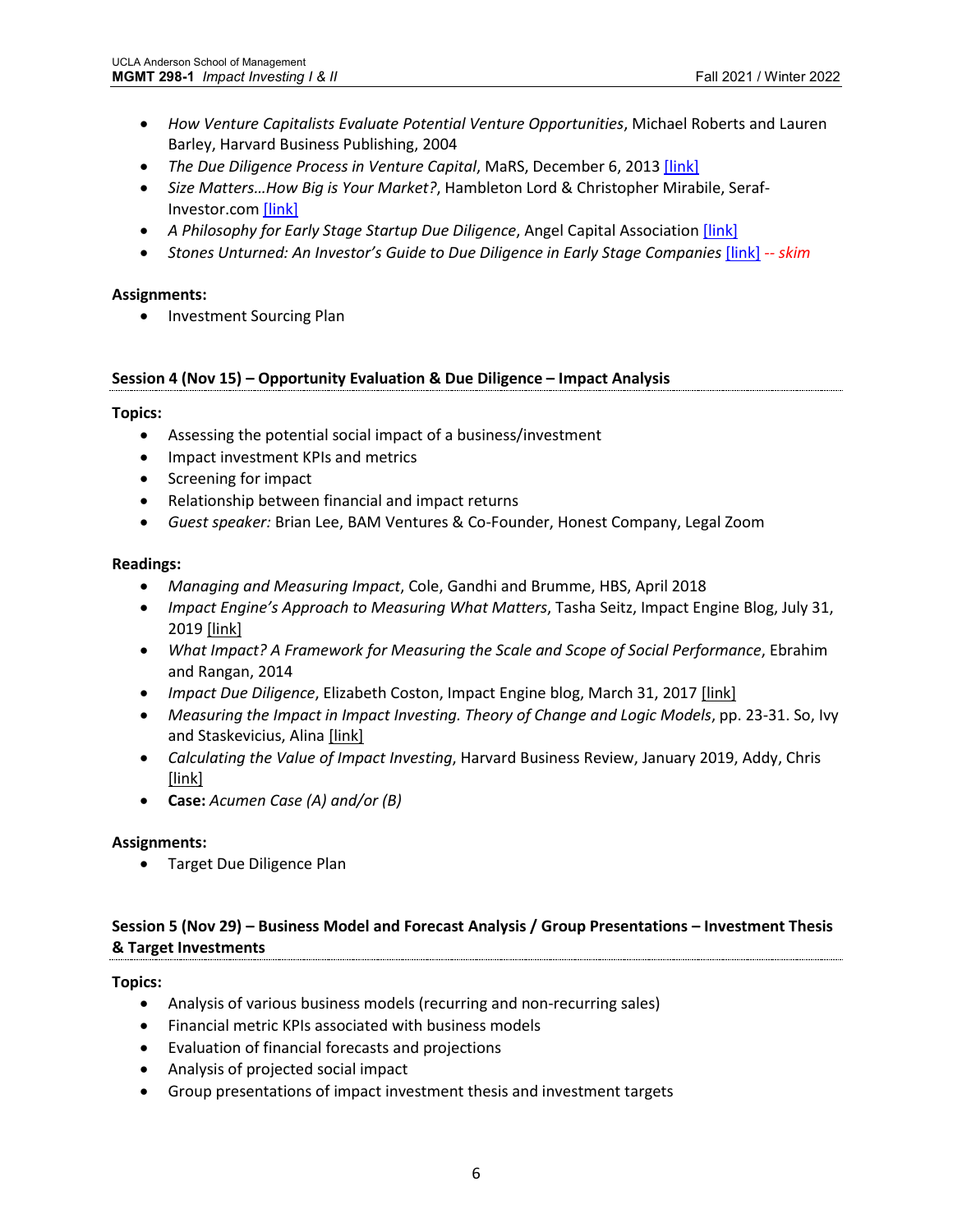- *How Venture Capitalists Evaluate Potential Venture Opportunities*, Michael Roberts and Lauren Barley, Harvard Business Publishing, 2004
- *The Due Diligence Process in Venture Capital*, MaRS, December 6, 2013 [link]
- *Size Matters…How Big is Your Market?*, Hambleton Lord & Christopher Mirabile, Seraf-Investor.com [link]
- *A Philosophy for Early Stage Startup Due Diligence*, Angel Capital Association [link]
- *Stones Unturned: An Investor's Guide to Due Diligence in Early Stage Companies* [link] *-- skim*

**Assignments:**

- Investment Sourcing Plan

### Session 4 (Nov 15) – Opportunity Evaluation & Due Diligence – Impact Analysis

**Topics:**

- Assessing the potential social impact of a business/investment
- Impact investment KPIs and metrics
- Screening for impact
- Relationship between financial and impact returns
- *Guest speaker:* Brian Lee, BAM Ventures & Co-Founder, Honest Company, Legal Zoom

**Readings:**

- *Managing and Measuring Impact*, Cole, Gandhi and Brumme, HBS, April 2018
- *Impact Engine's Approach to Measuring What Matters*, Tasha Seitz, Impact Engine Blog, July 31, 2019 [link]
- *What Impact? A Framework for Measuring the Scale and Scope of Social Performance*, Ebrahim and Rangan, 2014
- *Impact Due Diligence*, Elizabeth Coston, Impact Engine blog, March 31, 2017 [link]
- *Measuring the Impact in Impact Investing. Theory of Change and Logic Models*, pp. 23-31. So, Ivy and Staskevicius, Alina [link]
- *Calculating the Value of Impact Investing*, Harvard Business Review, January 2019, Addy, Chris [link]
- **Case:** *Acumen Case (A) and/or (B)*

**Assignments:**

- Target Due Diligence Plan

### Session 5 (Nov 29) – Business Model and Forecast Analysis / Group Presentations – Investment Thesis & Target Investments

**Topics:**

- Analysis of various business models (recurring and non-recurring sales)
- Financial metric KPIs associated with business models
- Evaluation of financial forecasts and projections
- Analysis of projected social impact
- Group presentations of impact investment thesis and investment targets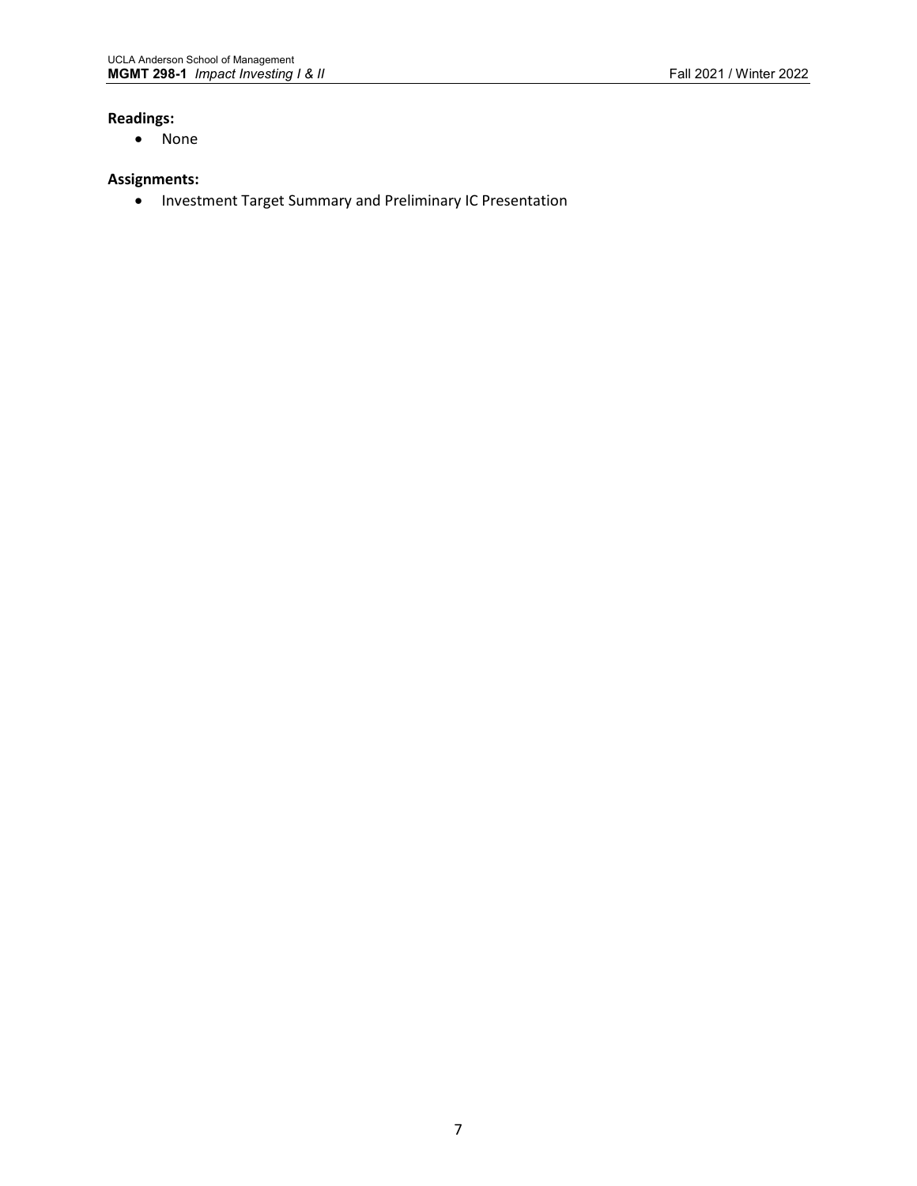**Readings:**

- None

**Assignments:**

- Investment Target Summary and Preliminary IC Presentation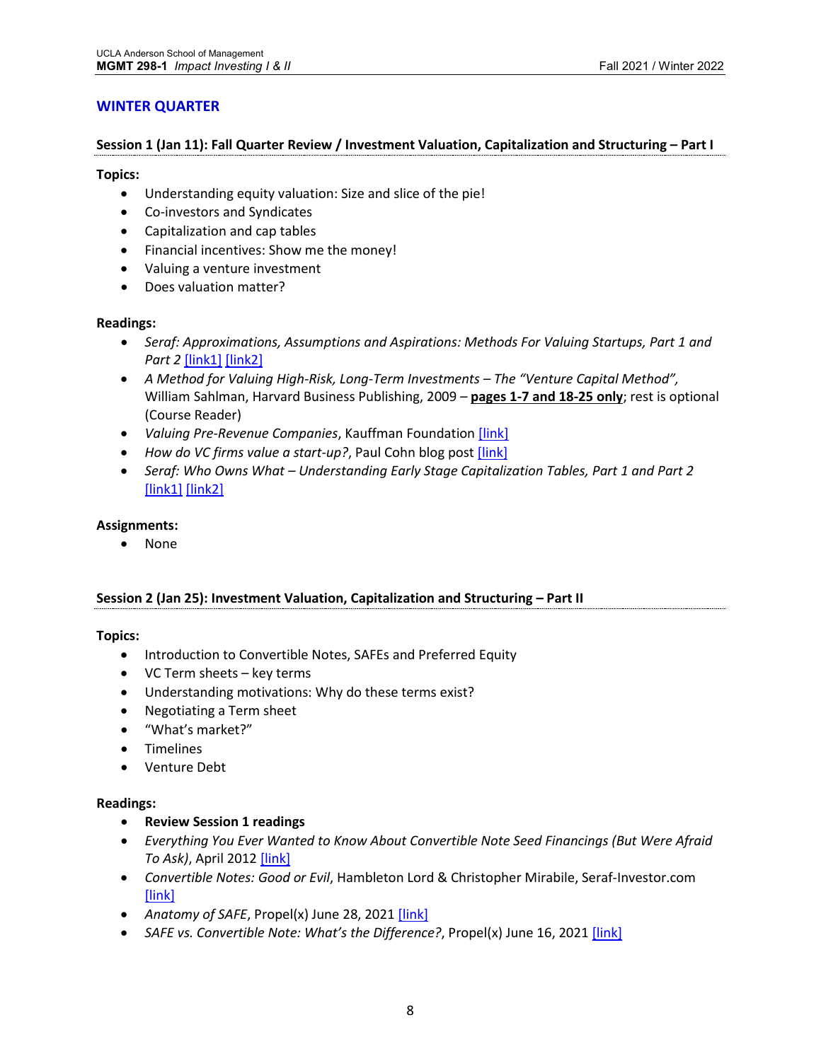## WINTER QUARTER

### Session 1 (Jan 11): Fall Quarter Review / Investment Valuation, Capitalization and Structuring – Part I

**Topics:**

- Understanding equity valuation: Size and slice of the pie!
- Co-investors and Syndicates
- Capitalization and cap tables
- Financial incentives: Show me the money!
- Valuing a venture investment
- Does valuation matter?

**Readings:**

- *Seraf: Approximations, Assumptions and Aspirations: Methods For Valuing Startups, Part 1 and Part 2* [link1] [link2]
- *A Method for Valuing High-Risk, Long-Term Investments – The "Venture Capital Method",* William Sahlman, Harvard Business Publishing, 2009 – **pages 1-7 and 18-25 only**; rest is optional (Course Reader)
- *Valuing Pre-Revenue Companies*, Kauffman Foundation [link]
- *How do VC firms value a start-up?*, Paul Cohn blog post [link]
- *Seraf: Who Owns What – Understanding Early Stage Capitalization Tables, Part 1 and Part 2* [link1] [link2]

**Assignments:**

- None

### Session 2 (Jan 25): Investment Valuation, Capitalization and Structuring – Part II

**Topics:**

- Introduction to Convertible Notes, SAFEs and Preferred Equity
- VC Term sheets – key terms
- Understanding motivations: Why do these terms exist?
- Negotiating a Term sheet
- "What's market?"
- Timelines
- Venture Debt

**Readings:**

- **Review Session 1 readings**
- *Everything You Ever Wanted to Know About Convertible Note Seed Financings (But Were Afraid To Ask)*, April 2012 [link]
- *Convertible Notes: Good or Evil*, Hambleton Lord & Christopher Mirabile, Seraf-Investor.com [link]
- *Anatomy of SAFE*, Propel(x) June 28, 2021 [link]
- *SAFE vs. Convertible Note: What's the Difference?*, Propel(x) June 16, 2021 [link]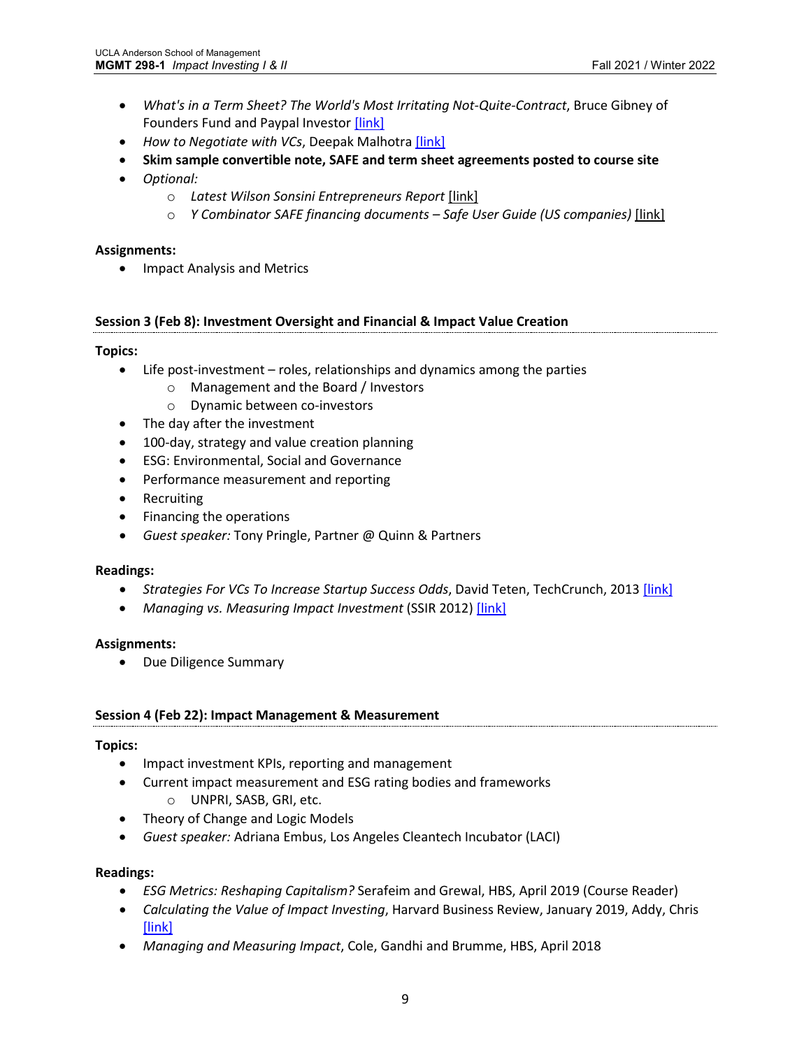- *What's in a Term Sheet? The World's Most Irritating Not-Quite-Contract*, Bruce Gibney of Founders Fund and Paypal Investor [link]
- *How to Negotiate with VCs*, Deepak Malhotra [link]
- **Skim sample convertible note, SAFE and term sheet agreements posted to course site**
- *Optional:*
  - *Latest Wilson Sonsini Entrepreneurs Report* [link]
  - *Y Combinator SAFE financing documents – Safe User Guide (US companies)* [link]

**Assignments:**

- Impact Analysis and Metrics

### Session 3 (Feb 8): Investment Oversight and Financial & Impact Value Creation

**Topics:**

- Life post-investment – roles, relationships and dynamics among the parties
  - Management and the Board / Investors
  - Dynamic between co-investors
- The day after the investment
- 100-day, strategy and value creation planning
- ESG: Environmental, Social and Governance
- Performance measurement and reporting
- Recruiting
- Financing the operations
- *Guest speaker:* Tony Pringle, Partner @ Quinn & Partners

**Readings:**

- *Strategies For VCs To Increase Startup Success Odds*, David Teten, TechCrunch, 2013 [link]
- *Managing vs. Measuring Impact Investment* (SSIR 2012) [link]

**Assignments:**

- Due Diligence Summary

### Session 4 (Feb 22): Impact Management & Measurement

**Topics:**

- Impact investment KPIs, reporting and management
- Current impact measurement and ESG rating bodies and frameworks
  - UNPRI, SASB, GRI, etc.
- Theory of Change and Logic Models
- *Guest speaker:* Adriana Embus, Los Angeles Cleantech Incubator (LACI)

**Readings:**

- *ESG Metrics: Reshaping Capitalism?* Serafeim and Grewal, HBS, April 2019 (Course Reader)
- *Calculating the Value of Impact Investing*, Harvard Business Review, January 2019, Addy, Chris [link]
- *Managing and Measuring Impact*, Cole, Gandhi and Brumme, HBS, April 2018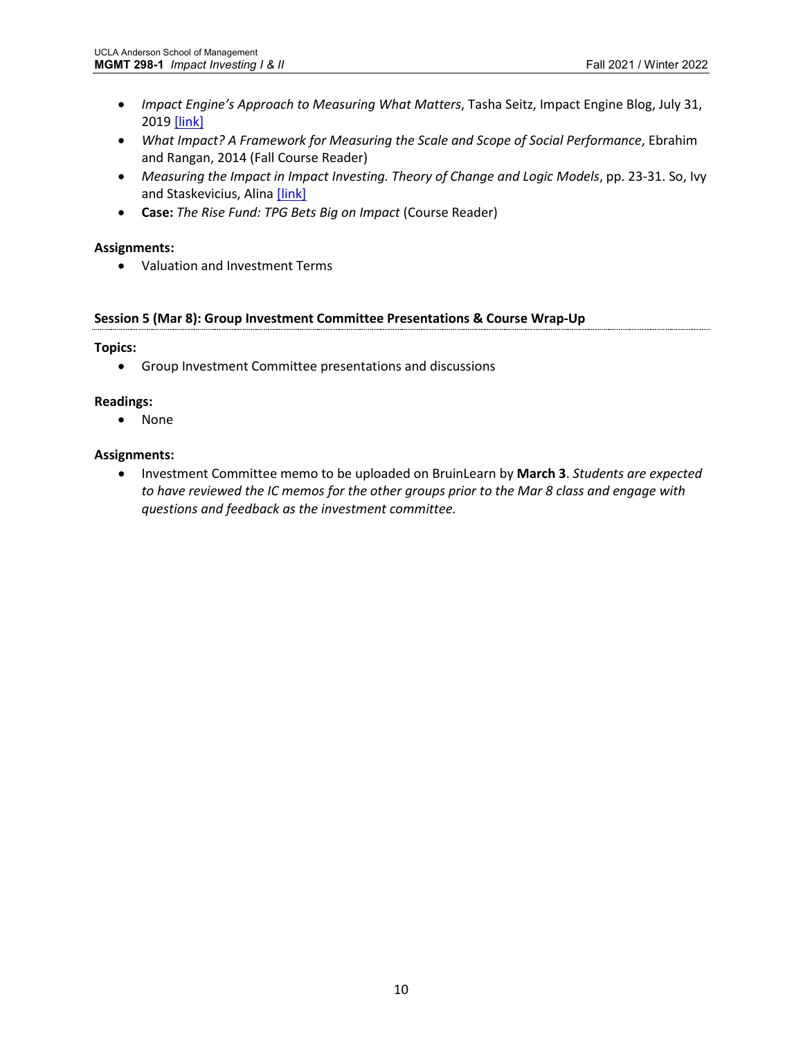- *Impact Engine's Approach to Measuring What Matters*, Tasha Seitz, Impact Engine Blog, July 31, 2019 [link]
- *What Impact? A Framework for Measuring the Scale and Scope of Social Performance*, Ebrahim and Rangan, 2014 (Fall Course Reader)
- *Measuring the Impact in Impact Investing. Theory of Change and Logic Models*, pp. 23-31. So, Ivy and Staskevicius, Alina [link]
- **Case:** *The Rise Fund: TPG Bets Big on Impact* (Course Reader)

**Assignments:**

- Valuation and Investment Terms

### Session 5 (Mar 8): Group Investment Committee Presentations & Course Wrap-Up

**Topics:**

- Group Investment Committee presentations and discussions

**Readings:**

- None

**Assignments:**

- Investment Committee memo to be uploaded on BruinLearn by **March 3**. *Students are expected to have reviewed the IC memos for the other groups prior to the Mar 8 class and engage with questions and feedback as the investment committee.*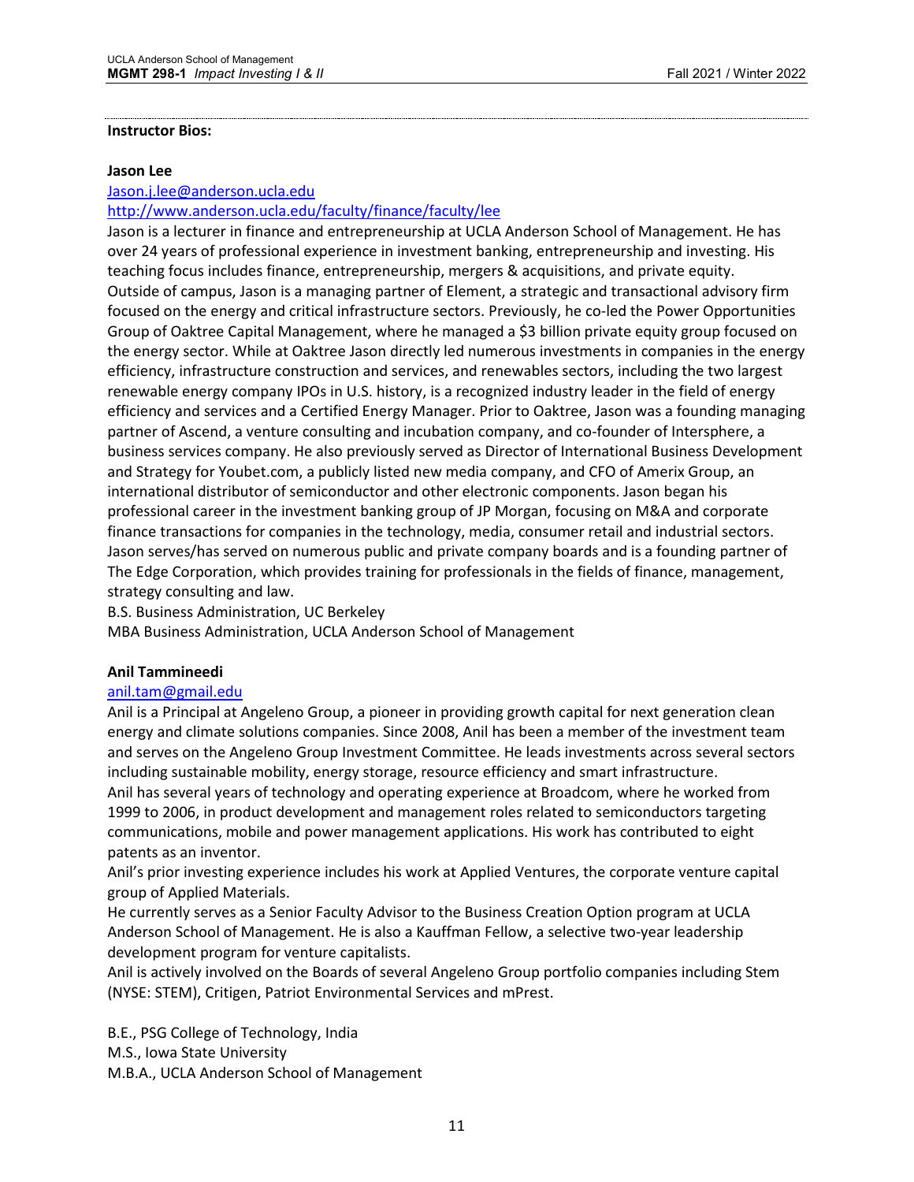**Instructor Bios:**

**Jason Lee**

[Jason.j.lee@anderson.ucla.edu](mailto:Jason.j.lee@anderson.ucla.edu)

http://www.anderson.ucla.edu/faculty/finance/faculty/lee

Jason is a lecturer in finance and entrepreneurship at UCLA Anderson School of Management. He has over 24 years of professional experience in investment banking, entrepreneurship and investing. His teaching focus includes finance, entrepreneurship, mergers & acquisitions, and private equity. Outside of campus, Jason is a managing partner of Element, a strategic and transactional advisory firm focused on the energy and critical infrastructure sectors. Previously, he co-led the Power Opportunities Group of Oaktree Capital Management, where he managed a $3 billion private equity group focused on the energy sector. While at Oaktree Jason directly led numerous investments in companies in the energy efficiency, infrastructure construction and services, and renewables sectors, including the two largest renewable energy company IPOs in U.S. history, is a recognized industry leader in the field of energy efficiency and services and a Certified Energy Manager. Prior to Oaktree, Jason was a founding managing partner of Ascend, a venture consulting and incubation company, and co-founder of Intersphere, a business services company. He also previously served as Director of International Business Development and Strategy for Youbet.com, a publicly listed new media company, and CFO of Amerix Group, an international distributor of semiconductor and other electronic components. Jason began his professional career in the investment banking group of JP Morgan, focusing on M&A and corporate finance transactions for companies in the technology, media, consumer retail and industrial sectors. Jason serves/has served on numerous public and private company boards and is a founding partner of The Edge Corporation, which provides training for professionals in the fields of finance, management, strategy consulting and law.

B.S. Business Administration, UC Berkeley

MBA Business Administration, UCLA Anderson School of Management

**Anil Tammineedi**

[anil.tam@gmail.edu](mailto:anil.tam@gmail.edu)

Anil is a Principal at Angeleno Group, a pioneer in providing growth capital for next generation clean energy and climate solutions companies. Since 2008, Anil has been a member of the investment team and serves on the Angeleno Group Investment Committee. He leads investments across several sectors including sustainable mobility, energy storage, resource efficiency and smart infrastructure.

Anil has several years of technology and operating experience at Broadcom, where he worked from 1999 to 2006, in product development and management roles related to semiconductors targeting communications, mobile and power management applications. His work has contributed to eight patents as an inventor.

Anil's prior investing experience includes his work at Applied Ventures, the corporate venture capital group of Applied Materials.

He currently serves as a Senior Faculty Advisor to the Business Creation Option program at UCLA Anderson School of Management. He is also a Kauffman Fellow, a selective two-year leadership development program for venture capitalists.

Anil is actively involved on the Boards of several Angeleno Group portfolio companies including Stem (NYSE: STEM), Critigen, Patriot Environmental Services and mPrest.

B.E., PSG College of Technology, India

M.S., Iowa State University

M.B.A., UCLA Anderson School of Management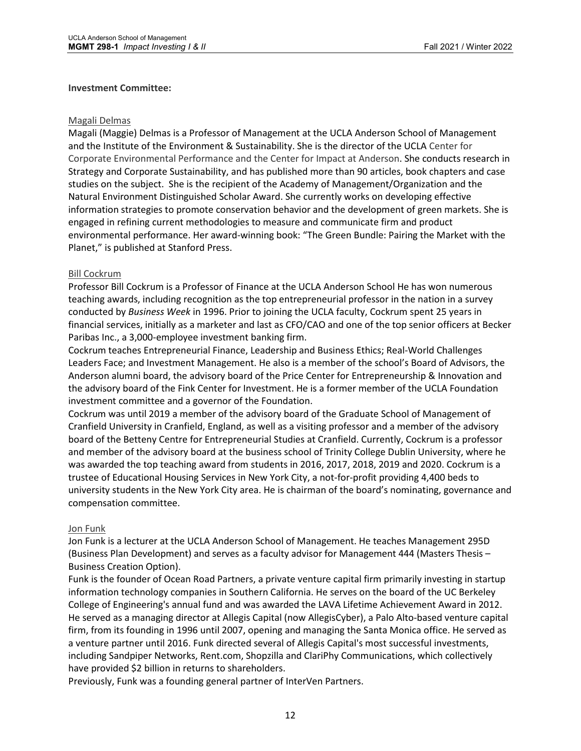**Investment Committee:**

Magali Delmas

Magali (Maggie) Delmas is a Professor of Management at the UCLA Anderson School of Management and the Institute of the Environment & Sustainability. She is the director of the UCLA Center for Corporate Environmental Performance and the Center for Impact at Anderson. She conducts research in Strategy and Corporate Sustainability, and has published more than 90 articles, book chapters and case studies on the subject. She is the recipient of the Academy of Management/Organization and the Natural Environment Distinguished Scholar Award. She currently works on developing effective information strategies to promote conservation behavior and the development of green markets. She is engaged in refining current methodologies to measure and communicate firm and product environmental performance. Her award-winning book: "The Green Bundle: Pairing the Market with the Planet," is published at Stanford Press.

Bill Cockrum

Professor Bill Cockrum is a Professor of Finance at the UCLA Anderson School He has won numerous teaching awards, including recognition as the top entrepreneurial professor in the nation in a survey conducted by *Business Week* in 1996. Prior to joining the UCLA faculty, Cockrum spent 25 years in financial services, initially as a marketer and last as CFO/CAO and one of the top senior officers at Becker Paribas Inc., a 3,000-employee investment banking firm.

Cockrum teaches Entrepreneurial Finance, Leadership and Business Ethics; Real-World Challenges Leaders Face; and Investment Management. He also is a member of the school's Board of Advisors, the Anderson alumni board, the advisory board of the Price Center for Entrepreneurship & Innovation and the advisory board of the Fink Center for Investment. He is a former member of the UCLA Foundation investment committee and a governor of the Foundation.

Cockrum was until 2019 a member of the advisory board of the Graduate School of Management of Cranfield University in Cranfield, England, as well as a visiting professor and a member of the advisory board of the Betteny Centre for Entrepreneurial Studies at Cranfield. Currently, Cockrum is a professor and member of the advisory board at the business school of Trinity College Dublin University, where he was awarded the top teaching award from students in 2016, 2017, 2018, 2019 and 2020. Cockrum is a trustee of Educational Housing Services in New York City, a not-for-profit providing 4,400 beds to university students in the New York City area. He is chairman of the board's nominating, governance and compensation committee.

Jon Funk

Jon Funk is a lecturer at the UCLA Anderson School of Management. He teaches Management 295D (Business Plan Development) and serves as a faculty advisor for Management 444 (Masters Thesis – Business Creation Option).

Funk is the founder of Ocean Road Partners, a private venture capital firm primarily investing in startup information technology companies in Southern California. He serves on the board of the UC Berkeley College of Engineering's annual fund and was awarded the LAVA Lifetime Achievement Award in 2012. He served as a managing director at Allegis Capital (now AllegisCyber), a Palo Alto-based venture capital firm, from its founding in 1996 until 2007, opening and managing the Santa Monica office. He served as a venture partner until 2016. Funk directed several of Allegis Capital's most successful investments, including Sandpiper Networks, Rent.com, Shopzilla and ClariPhy Communications, which collectively have provided $2 billion in returns to shareholders.

Previously, Funk was a founding general partner of InterVen Partners.